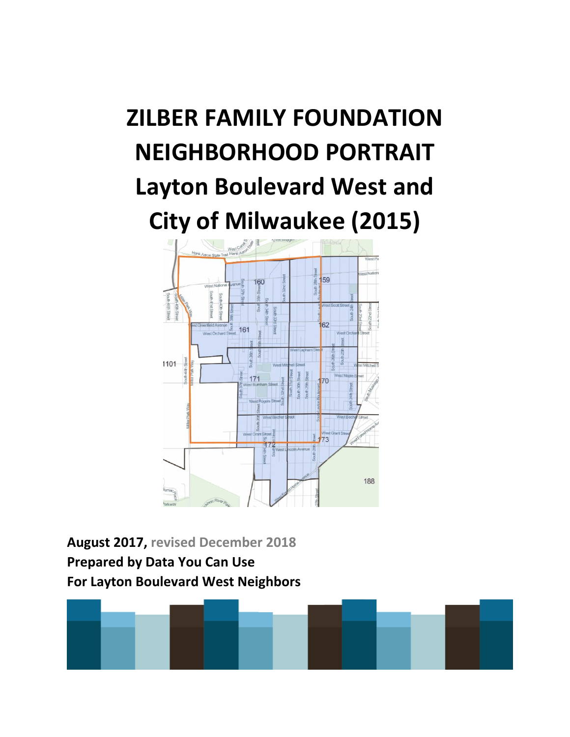# ZILBER FAMILY FOUNDATION NEIGHBORHOOD PORTRAIT

# Layton Boulevard West and City of Milwaukee (2015)

**August 2017, revised December 2018**

**Prepared by Data You Can Use**

**For Layton Boulevard West Neighbors**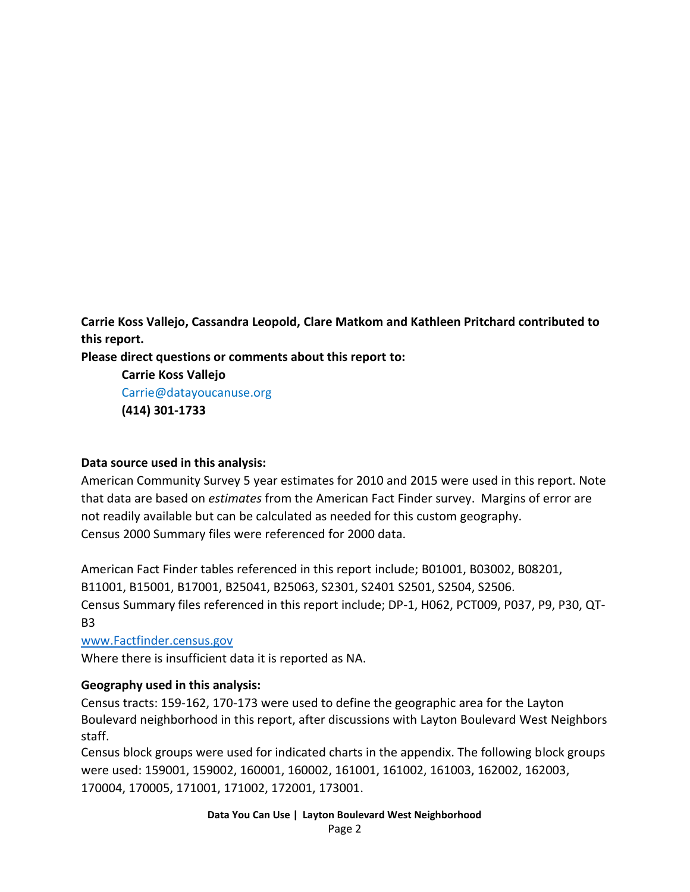**Carrie Koss Vallejo, Cassandra Leopold, Clare Matkom and Kathleen Pritchard contributed to this report.**

**Please direct questions or comments about this report to:**

> **Carrie Koss Vallejo**
> Carrie@datayoucanuse.org
> **(414) 301-1733**

**Data source used in this analysis:**

American Community Survey 5 year estimates for 2010 and 2015 were used in this report. Note that data are based on *estimates* from the American Fact Finder survey. Margins of error are not readily available but can be calculated as needed for this custom geography.
Census 2000 Summary files were referenced for 2000 data.

American Fact Finder tables referenced in this report include; B01001, B03002, B08201, B11001, B15001, B17001, B25041, B25063, S2301, S2401 S2501, S2504, S2506.
Census Summary files referenced in this report include; DP-1, H062, PCT009, P037, P9, P30, QT-B3
www.Factfinder.census.gov
Where there is insufficient data it is reported as NA.

**Geography used in this analysis:**

Census tracts: 159-162, 170-173 were used to define the geographic area for the Layton Boulevard neighborhood in this report, after discussions with Layton Boulevard West Neighbors staff.
Census block groups were used for indicated charts in the appendix. The following block groups were used: 159001, 159002, 160001, 160002, 161001, 161002, 161003, 162002, 162003, 170004, 170005, 171001, 171002, 172001, 173001.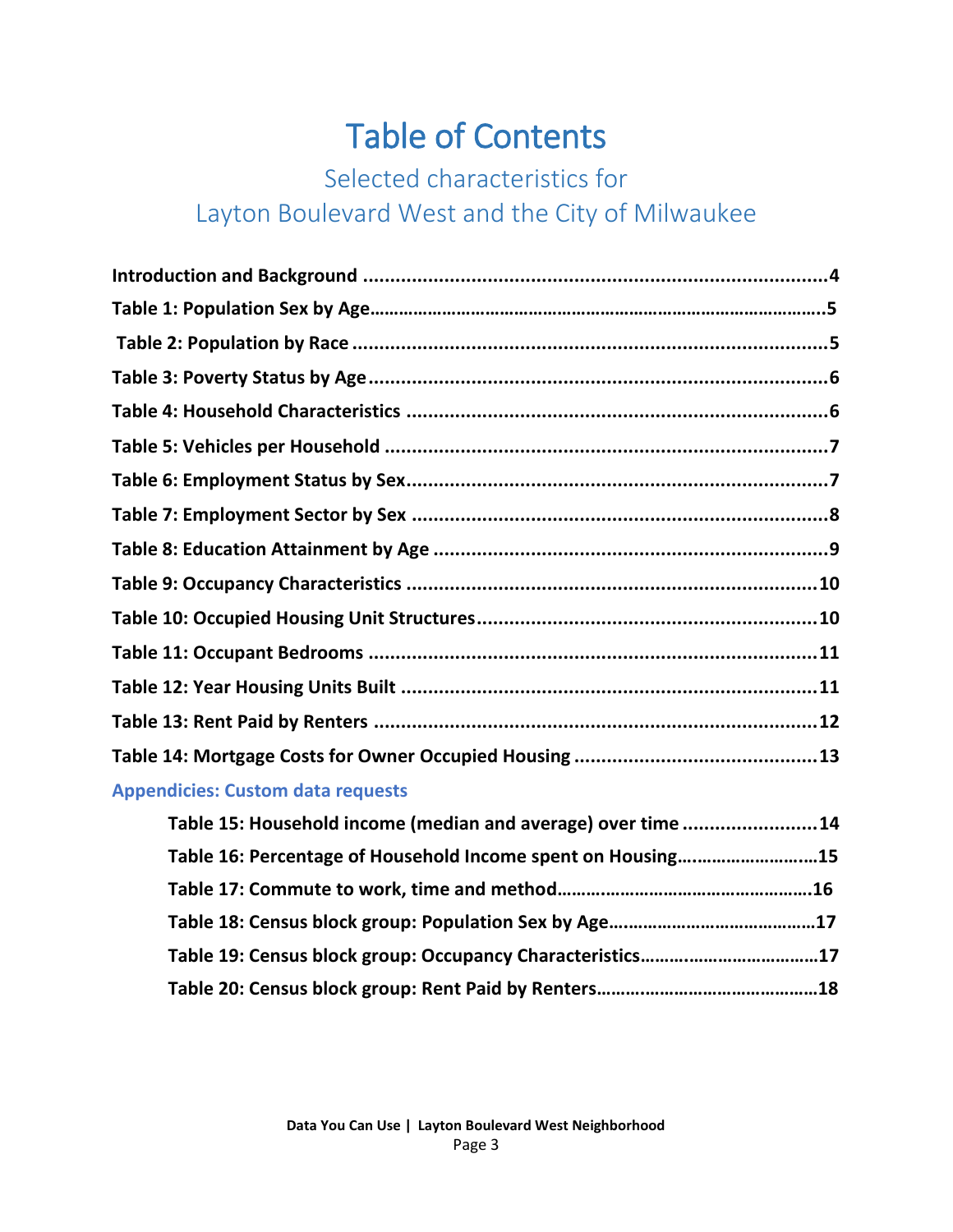# Table of Contents

## Selected characteristics for Layton Boulevard West and the City of Milwaukee

**Introduction and Background** ........................................ 4

**Table 1: Population Sex by Age** ........................................ 5

**Table 2: Population by Race** ........................................ 5

**Table 3: Poverty Status by Age** ........................................ 6

**Table 4: Household Characteristics** ........................................ 6

**Table 5: Vehicles per Household** ........................................ 7

**Table 6: Employment Status by Sex** ........................................ 7

**Table 7: Employment Sector by Sex** ........................................ 8

**Table 8: Education Attainment by Age** ........................................ 9

**Table 9: Occupancy Characteristics** ........................................ 10

**Table 10: Occupied Housing Unit Structures** ........................................ 10

**Table 11: Occupant Bedrooms** ........................................ 11

**Table 12: Year Housing Units Built** ........................................ 11

**Table 13: Rent Paid by Renters** ........................................ 12

**Table 14: Mortgage Costs for Owner Occupied Housing** ........................................ 13

**Appendicies: Custom data requests**

- **Table 15: Household income (median and average) over time** ........................................ 14
- **Table 16: Percentage of Household Income spent on Housing** ........................................ 15
- **Table 17: Commute to work, time and method** ........................................ 16
- **Table 18: Census block group: Population Sex by Age** ........................................ 17
- **Table 19: Census block group: Occupancy Characteristics** ........................................ 17
- **Table 20: Census block group: Rent Paid by Renters** ........................................ 18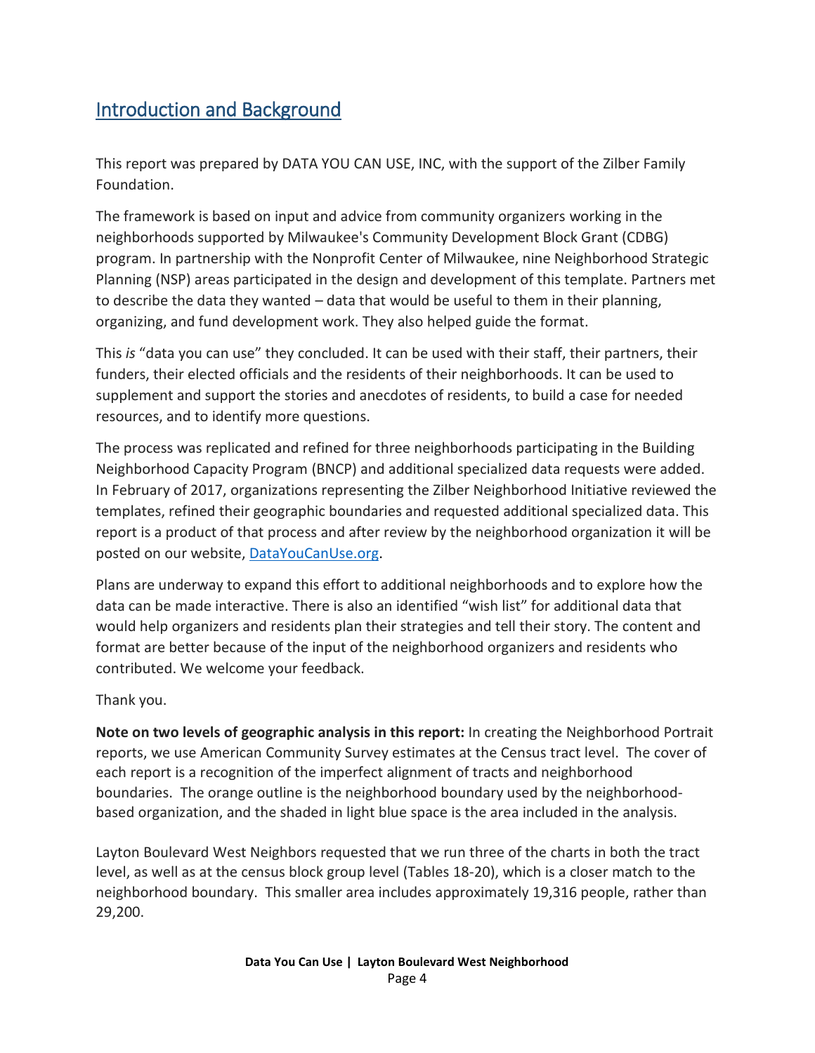## Introduction and Background

This report was prepared by DATA YOU CAN USE, INC, with the support of the Zilber Family Foundation.

The framework is based on input and advice from community organizers working in the neighborhoods supported by Milwaukee's Community Development Block Grant (CDBG) program. In partnership with the Nonprofit Center of Milwaukee, nine Neighborhood Strategic Planning (NSP) areas participated in the design and development of this template. Partners met to describe the data they wanted – data that would be useful to them in their planning, organizing, and fund development work. They also helped guide the format.

This *is* "data you can use" they concluded. It can be used with their staff, their partners, their funders, their elected officials and the residents of their neighborhoods. It can be used to supplement and support the stories and anecdotes of residents, to build a case for needed resources, and to identify more questions.

The process was replicated and refined for three neighborhoods participating in the Building Neighborhood Capacity Program (BNCP) and additional specialized data requests were added. In February of 2017, organizations representing the Zilber Neighborhood Initiative reviewed the templates, refined their geographic boundaries and requested additional specialized data. This report is a product of that process and after review by the neighborhood organization it will be posted on our website, [DataYouCanUse.org](DataYouCanUse.org).

Plans are underway to expand this effort to additional neighborhoods and to explore how the data can be made interactive. There is also an identified "wish list" for additional data that would help organizers and residents plan their strategies and tell their story. The content and format are better because of the input of the neighborhood organizers and residents who contributed. We welcome your feedback.

Thank you.

**Note on two levels of geographic analysis in this report:** In creating the Neighborhood Portrait reports, we use American Community Survey estimates at the Census tract level. The cover of each report is a recognition of the imperfect alignment of tracts and neighborhood boundaries. The orange outline is the neighborhood boundary used by the neighborhood-based organization, and the shaded in light blue space is the area included in the analysis.

Layton Boulevard West Neighbors requested that we run three of the charts in both the tract level, as well as at the census block group level (Tables 18-20), which is a closer match to the neighborhood boundary. This smaller area includes approximately 19,316 people, rather than 29,200.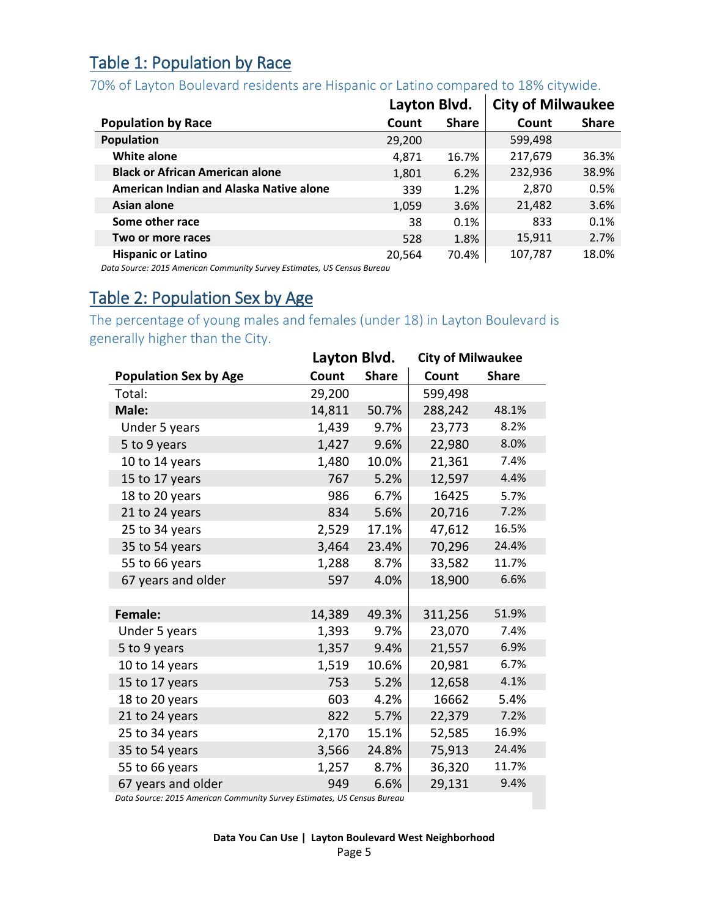## Table 1: Population by Race

70% of Layton Boulevard residents are Hispanic or Latino compared to 18% citywide.

| | Layton Blvd. | | City of Milwaukee | |
|---|---|---|---|---|
| **Population by Race** | **Count** | **Share** | **Count** | **Share** |
| **Population** | 29,200 | | 599,498 | |
| **White alone** | 4,871 | 16.7% | 217,679 | 36.3% |
| **Black or African American alone** | 1,801 | 6.2% | 232,936 | 38.9% |
| **American Indian and Alaska Native alone** | 339 | 1.2% | 2,870 | 0.5% |
| **Asian alone** | 1,059 | 3.6% | 21,482 | 3.6% |
| **Some other race** | 38 | 0.1% | 833 | 0.1% |
| **Two or more races** | 528 | 1.8% | 15,911 | 2.7% |
| **Hispanic or Latino** | 20,564 | 70.4% | 107,787 | 18.0% |

*Data Source: 2015 American Community Survey Estimates, US Census Bureau*

## Table 2: Population Sex by Age

The percentage of young males and females (under 18) in Layton Boulevard is generally higher than the City.

| | Layton Blvd. | | City of Milwaukee | |
|---|---|---|---|---|
| **Population Sex by Age** | **Count** | **Share** | **Count** | **Share** |
| Total: | 29,200 | | 599,498 | |
| **Male:** | 14,811 | 50.7% | 288,242 | 48.1% |
| Under 5 years | 1,439 | 9.7% | 23,773 | 8.2% |
| 5 to 9 years | 1,427 | 9.6% | 22,980 | 8.0% |
| 10 to 14 years | 1,480 | 10.0% | 21,361 | 7.4% |
| 15 to 17 years | 767 | 5.2% | 12,597 | 4.4% |
| 18 to 20 years | 986 | 6.7% | 16425 | 5.7% |
| 21 to 24 years | 834 | 5.6% | 20,716 | 7.2% |
| 25 to 34 years | 2,529 | 17.1% | 47,612 | 16.5% |
| 35 to 54 years | 3,464 | 23.4% | 70,296 | 24.4% |
| 55 to 66 years | 1,288 | 8.7% | 33,582 | 11.7% |
| 67 years and older | 597 | 4.0% | 18,900 | 6.6% |
| | | | | |
| **Female:** | 14,389 | 49.3% | 311,256 | 51.9% |
| Under 5 years | 1,393 | 9.7% | 23,070 | 7.4% |
| 5 to 9 years | 1,357 | 9.4% | 21,557 | 6.9% |
| 10 to 14 years | 1,519 | 10.6% | 20,981 | 6.7% |
| 15 to 17 years | 753 | 5.2% | 12,658 | 4.1% |
| 18 to 20 years | 603 | 4.2% | 16662 | 5.4% |
| 21 to 24 years | 822 | 5.7% | 22,379 | 7.2% |
| 25 to 34 years | 2,170 | 15.1% | 52,585 | 16.9% |
| 35 to 54 years | 3,566 | 24.8% | 75,913 | 24.4% |
| 55 to 66 years | 1,257 | 8.7% | 36,320 | 11.7% |
| 67 years and older | 949 | 6.6% | 29,131 | 9.4% |

*Data Source: 2015 American Community Survey Estimates, US Census Bureau*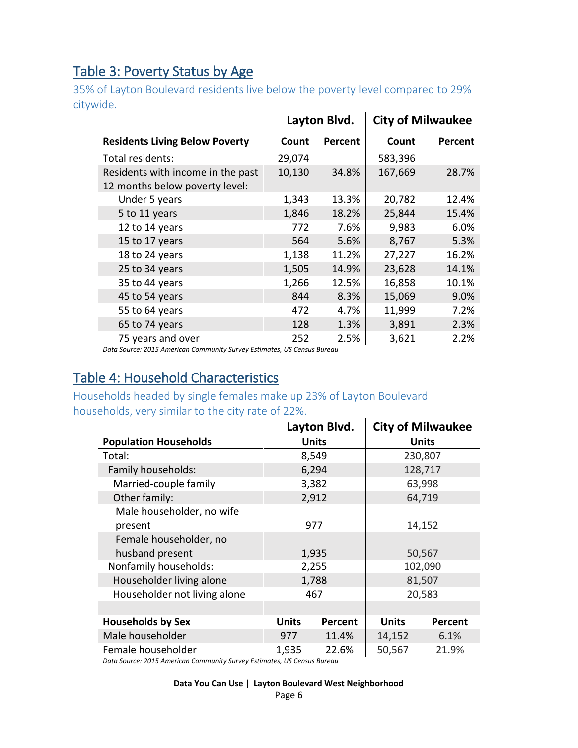## Table 3: Poverty Status by Age

35% of Layton Boulevard residents live below the poverty level compared to 29% citywide.

| | Layton Blvd. | | City of Milwaukee | |
|---|---|---|---|---|
| **Residents Living Below Poverty** | **Count** | **Percent** | **Count** | **Percent** |
| Total residents: | 29,074 | | 583,396 | |
| Residents with income in the past 12 months below poverty level: | 10,130 | 34.8% | 167,669 | 28.7% |
| Under 5 years | 1,343 | 13.3% | 20,782 | 12.4% |
| 5 to 11 years | 1,846 | 18.2% | 25,844 | 15.4% |
| 12 to 14 years | 772 | 7.6% | 9,983 | 6.0% |
| 15 to 17 years | 564 | 5.6% | 8,767 | 5.3% |
| 18 to 24 years | 1,138 | 11.2% | 27,227 | 16.2% |
| 25 to 34 years | 1,505 | 14.9% | 23,628 | 14.1% |
| 35 to 44 years | 1,266 | 12.5% | 16,858 | 10.1% |
| 45 to 54 years | 844 | 8.3% | 15,069 | 9.0% |
| 55 to 64 years | 472 | 4.7% | 11,999 | 7.2% |
| 65 to 74 years | 128 | 1.3% | 3,891 | 2.3% |
| 75 years and over | 252 | 2.5% | 3,621 | 2.2% |

*Data Source: 2015 American Community Survey Estimates, US Census Bureau*

## Table 4: Household Characteristics

Households headed by single females make up 23% of Layton Boulevard households, very similar to the city rate of 22%.

| | Layton Blvd. | | City of Milwaukee | |
|---|---|---|---|---|
| **Population Households** | **Units** | | **Units** | |
| Total: | 8,549 | | 230,807 | |
| Family households: | 6,294 | | 128,717 | |
| Married-couple family | 3,382 | | 63,998 | |
| Other family: | 2,912 | | 64,719 | |
| Male householder, no wife present | 977 | | 14,152 | |
| Female householder, no husband present | 1,935 | | 50,567 | |
| Nonfamily households: | 2,255 | | 102,090 | |
| Householder living alone | 1,788 | | 81,507 | |
| Householder not living alone | 467 | | 20,583 | |
| | | | | |
| **Households by Sex** | **Units** | **Percent** | **Units** | **Percent** |
| Male householder | 977 | 11.4% | 14,152 | 6.1% |
| Female householder | 1,935 | 22.6% | 50,567 | 21.9% |

*Data Source: 2015 American Community Survey Estimates, US Census Bureau*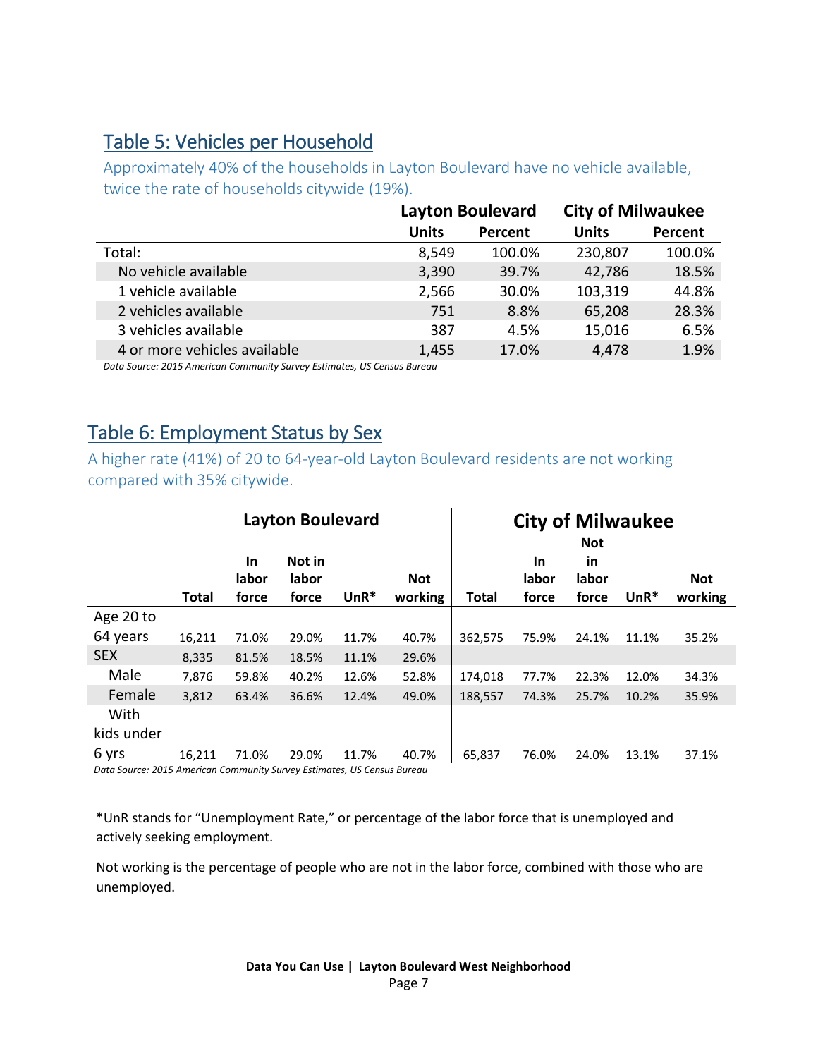## Table 5: Vehicles per Household

Approximately 40% of the households in Layton Boulevard have no vehicle available, twice the rate of households citywide (19%).

| | Layton Boulevard | | City of Milwaukee | |
|---|---|---|---|---|
| | Units | Percent | Units | Percent |
| Total: | 8,549 | 100.0% | 230,807 | 100.0% |
| No vehicle available | 3,390 | 39.7% | 42,786 | 18.5% |
| 1 vehicle available | 2,566 | 30.0% | 103,319 | 44.8% |
| 2 vehicles available | 751 | 8.8% | 65,208 | 28.3% |
| 3 vehicles available | 387 | 4.5% | 15,016 | 6.5% |
| 4 or more vehicles available | 1,455 | 17.0% | 4,478 | 1.9% |

*Data Source: 2015 American Community Survey Estimates, US Census Bureau*

## Table 6: Employment Status by Sex

A higher rate (41%) of 20 to 64-year-old Layton Boulevard residents are not working compared with 35% citywide.

| | Layton Boulevard | | | | | City of Milwaukee | | | | |
|---|---|---|---|---|---|---|---|---|---|---|
| | Total | In labor force | Not in labor force | UnR* | Not working | Total | In labor force | Not in labor force | UnR* | Not working |
| Age 20 to 64 years | 16,211 | 71.0% | 29.0% | 11.7% | 40.7% | 362,575 | 75.9% | 24.1% | 11.1% | 35.2% |
| SEX | 8,335 | 81.5% | 18.5% | 11.1% | 29.6% | | | | | |
| Male | 7,876 | 59.8% | 40.2% | 12.6% | 52.8% | 174,018 | 77.7% | 22.3% | 12.0% | 34.3% |
| Female | 3,812 | 63.4% | 36.6% | 12.4% | 49.0% | 188,557 | 74.3% | 25.7% | 10.2% | 35.9% |
| With kids under 6 yrs | 16,211 | 71.0% | 29.0% | 11.7% | 40.7% | 65,837 | 76.0% | 24.0% | 13.1% | 37.1% |

*Data Source: 2015 American Community Survey Estimates, US Census Bureau*

*UnR stands for "Unemployment Rate," or percentage of the labor force that is unemployed and actively seeking employment.

Not working is the percentage of people who are not in the labor force, combined with those who are unemployed.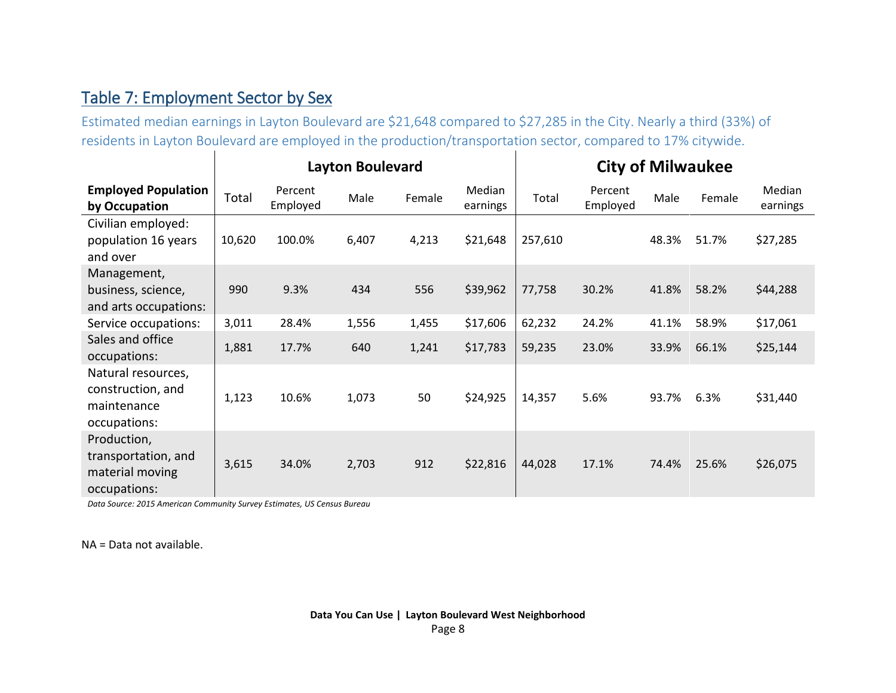## Table 7: Employment Sector by Sex

Estimated median earnings in Layton Boulevard are $21,648 compared to $27,285 in the City. Nearly a third (33%) of residents in Layton Boulevard are employed in the production/transportation sector, compared to 17% citywide.

| | Layton Boulevard | | | | | City of Milwaukee | | | | |
|---|---|---|---|---|---|---|---|---|---|---|
| **Employed Population by Occupation** | Total | Percent Employed | Male | Female | Median earnings | Total | Percent Employed | Male | Female | Median earnings |
| Civilian employed: population 16 years and over | 10,620 | 100.0% | 6,407 | 4,213 | $21,648 | 257,610 | | 48.3% | 51.7% | $27,285 |
| Management, business, science, and arts occupations: | 990 | 9.3% | 434 | 556 | $39,962 | 77,758 | 30.2% | 41.8% | 58.2% | $44,288 |
| Service occupations: | 3,011 | 28.4% | 1,556 | 1,455 | $17,606 | 62,232 | 24.2% | 41.1% | 58.9% | $17,061 |
| Sales and office occupations: | 1,881 | 17.7% | 640 | 1,241 | $17,783 | 59,235 | 23.0% | 33.9% | 66.1% | $25,144 |
| Natural resources, construction, and maintenance occupations: | 1,123 | 10.6% | 1,073 | 50 | $24,925 | 14,357 | 5.6% | 93.7% | 6.3% | $31,440 |
| Production, transportation, and material moving occupations: | 3,615 | 34.0% | 2,703 | 912 | $22,816 | 44,028 | 17.1% | 74.4% | 25.6% | $26,075 |

*Data Source: 2015 American Community Survey Estimates, US Census Bureau*

NA = Data not available.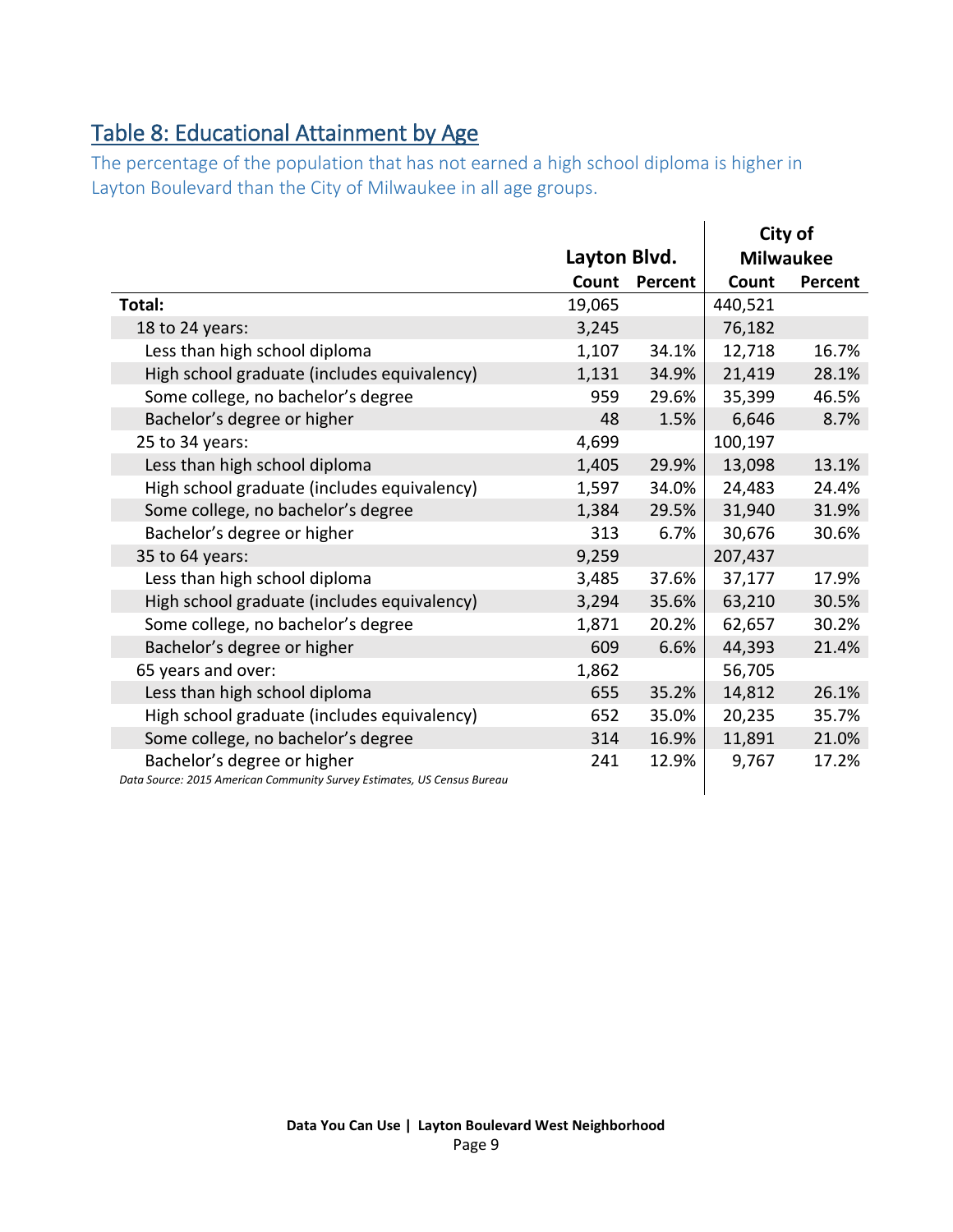## Table 8: Educational Attainment by Age

The percentage of the population that has not earned a high school diploma is higher in Layton Boulevard than the City of Milwaukee in all age groups.

| | Layton Blvd. | | City of Milwaukee | |
|---|---|---|---|---|
| | Count | Percent | Count | Percent |
| **Total:** | 19,065 | | 440,521 | |
| 18 to 24 years: | 3,245 | | 76,182 | |
| Less than high school diploma | 1,107 | 34.1% | 12,718 | 16.7% |
| High school graduate (includes equivalency) | 1,131 | 34.9% | 21,419 | 28.1% |
| Some college, no bachelor's degree | 959 | 29.6% | 35,399 | 46.5% |
| Bachelor's degree or higher | 48 | 1.5% | 6,646 | 8.7% |
| 25 to 34 years: | 4,699 | | 100,197 | |
| Less than high school diploma | 1,405 | 29.9% | 13,098 | 13.1% |
| High school graduate (includes equivalency) | 1,597 | 34.0% | 24,483 | 24.4% |
| Some college, no bachelor's degree | 1,384 | 29.5% | 31,940 | 31.9% |
| Bachelor's degree or higher | 313 | 6.7% | 30,676 | 30.6% |
| 35 to 64 years: | 9,259 | | 207,437 | |
| Less than high school diploma | 3,485 | 37.6% | 37,177 | 17.9% |
| High school graduate (includes equivalency) | 3,294 | 35.6% | 63,210 | 30.5% |
| Some college, no bachelor's degree | 1,871 | 20.2% | 62,657 | 30.2% |
| Bachelor's degree or higher | 609 | 6.6% | 44,393 | 21.4% |
| 65 years and over: | 1,862 | | 56,705 | |
| Less than high school diploma | 655 | 35.2% | 14,812 | 26.1% |
| High school graduate (includes equivalency) | 652 | 35.0% | 20,235 | 35.7% |
| Some college, no bachelor's degree | 314 | 16.9% | 11,891 | 21.0% |
| Bachelor's degree or higher | 241 | 12.9% | 9,767 | 17.2% |

*Data Source: 2015 American Community Survey Estimates, US Census Bureau*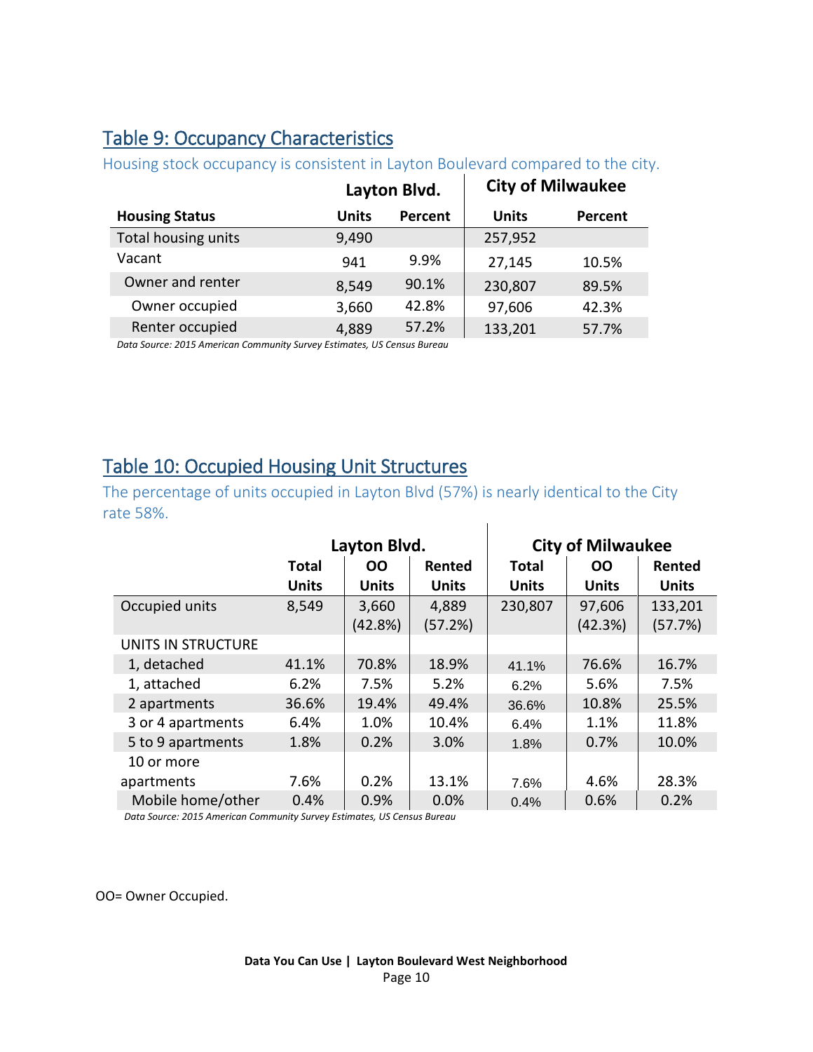## Table 9: Occupancy Characteristics

Housing stock occupancy is consistent in Layton Boulevard compared to the city.

| | Layton Blvd. | | City of Milwaukee | |
|---|---|---|---|---|
| **Housing Status** | **Units** | **Percent** | **Units** | **Percent** |
| Total housing units | 9,490 | | 257,952 | |
| Vacant | 941 | 9.9% | 27,145 | 10.5% |
| Owner and renter | 8,549 | 90.1% | 230,807 | 89.5% |
| Owner occupied | 3,660 | 42.8% | 97,606 | 42.3% |
| Renter occupied | 4,889 | 57.2% | 133,201 | 57.7% |

*Data Source: 2015 American Community Survey Estimates, US Census Bureau*

## Table 10: Occupied Housing Unit Structures

The percentage of units occupied in Layton Blvd (57%) is nearly identical to the City rate 58%.

| | Layton Blvd. | | | City of Milwaukee | | |
|---|---|---|---|---|---|---|
| | **Total Units** | **OO Units** | **Rented Units** | **Total Units** | **OO Units** | **Rented Units** |
| Occupied units | 8,549 | 3,660 (42.8%) | 4,889 (57.2%) | 230,807 | 97,606 (42.3%) | 133,201 (57.7%) |
| UNITS IN STRUCTURE | | | | | | |
| 1, detached | 41.1% | 70.8% | 18.9% | 41.1% | 76.6% | 16.7% |
| 1, attached | 6.2% | 7.5% | 5.2% | 6.2% | 5.6% | 7.5% |
| 2 apartments | 36.6% | 19.4% | 49.4% | 36.6% | 10.8% | 25.5% |
| 3 or 4 apartments | 6.4% | 1.0% | 10.4% | 6.4% | 1.1% | 11.8% |
| 5 to 9 apartments | 1.8% | 0.2% | 3.0% | 1.8% | 0.7% | 10.0% |
| 10 or more apartments | 7.6% | 0.2% | 13.1% | 7.6% | 4.6% | 28.3% |
| Mobile home/other | 0.4% | 0.9% | 0.0% | 0.4% | 0.6% | 0.2% |

*Data Source: 2015 American Community Survey Estimates, US Census Bureau*

OO= Owner Occupied.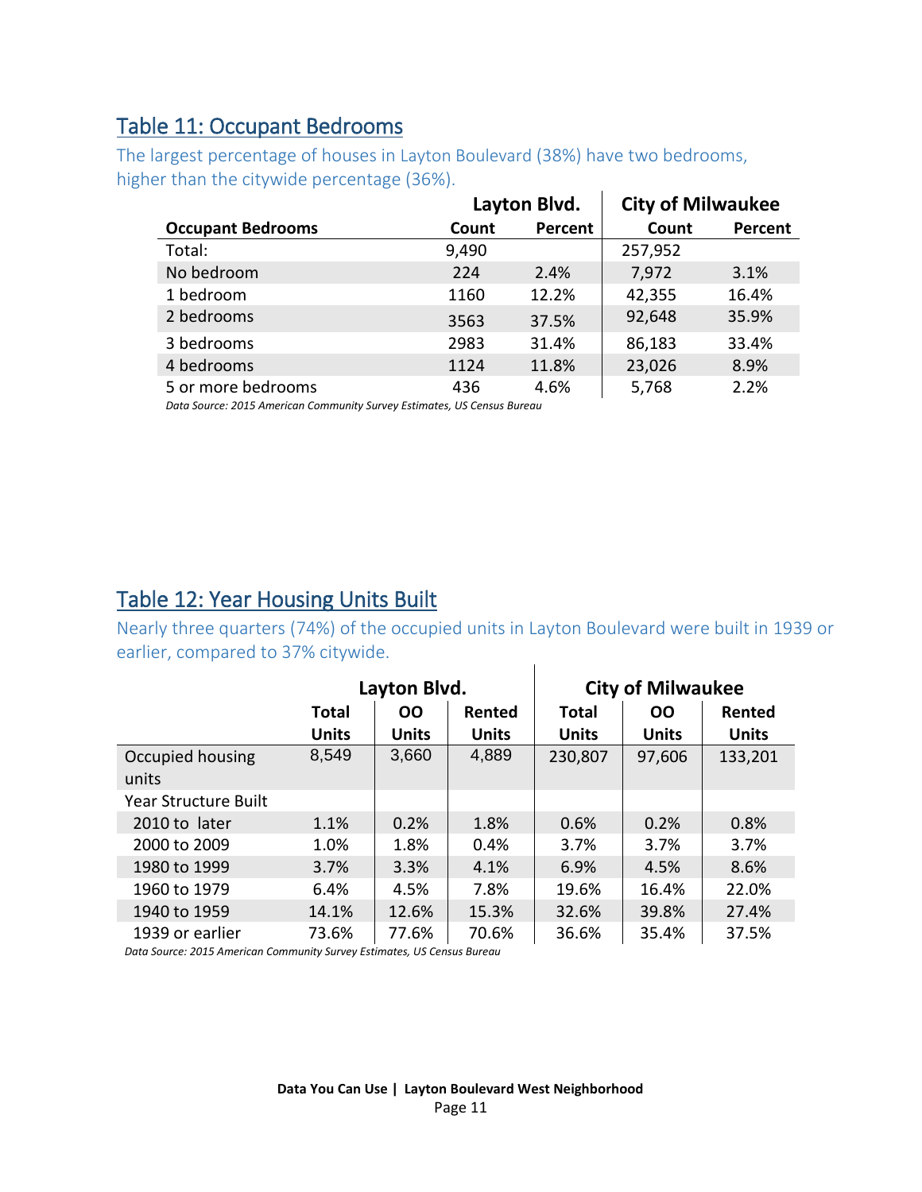## Table 11: Occupant Bedrooms

The largest percentage of houses in Layton Boulevard (38%) have two bedrooms, higher than the citywide percentage (36%).

| | Layton Blvd. | | City of Milwaukee | |
|---|---|---|---|---|
| **Occupant Bedrooms** | **Count** | **Percent** | **Count** | **Percent** |
| Total: | 9,490 | | 257,952 | |
| No bedroom | 224 | 2.4% | 7,972 | 3.1% |
| 1 bedroom | 1160 | 12.2% | 42,355 | 16.4% |
| 2 bedrooms | 3563 | 37.5% | 92,648 | 35.9% |
| 3 bedrooms | 2983 | 31.4% | 86,183 | 33.4% |
| 4 bedrooms | 1124 | 11.8% | 23,026 | 8.9% |
| 5 or more bedrooms | 436 | 4.6% | 5,768 | 2.2% |

*Data Source: 2015 American Community Survey Estimates, US Census Bureau*

## Table 12: Year Housing Units Built

Nearly three quarters (74%) of the occupied units in Layton Boulevard were built in 1939 or earlier, compared to 37% citywide.

| | Layton Blvd. | | | City of Milwaukee | | |
|---|---|---|---|---|---|---|
| | **Total Units** | **OO Units** | **Rented Units** | **Total Units** | **OO Units** | **Rented Units** |
| Occupied housing units | 8,549 | 3,660 | 4,889 | 230,807 | 97,606 | 133,201 |
| Year Structure Built | | | | | | |
| 2010 to later | 1.1% | 0.2% | 1.8% | 0.6% | 0.2% | 0.8% |
| 2000 to 2009 | 1.0% | 1.8% | 0.4% | 3.7% | 3.7% | 3.7% |
| 1980 to 1999 | 3.7% | 3.3% | 4.1% | 6.9% | 4.5% | 8.6% |
| 1960 to 1979 | 6.4% | 4.5% | 7.8% | 19.6% | 16.4% | 22.0% |
| 1940 to 1959 | 14.1% | 12.6% | 15.3% | 32.6% | 39.8% | 27.4% |
| 1939 or earlier | 73.6% | 77.6% | 70.6% | 36.6% | 35.4% | 37.5% |

*Data Source: 2015 American Community Survey Estimates, US Census Bureau*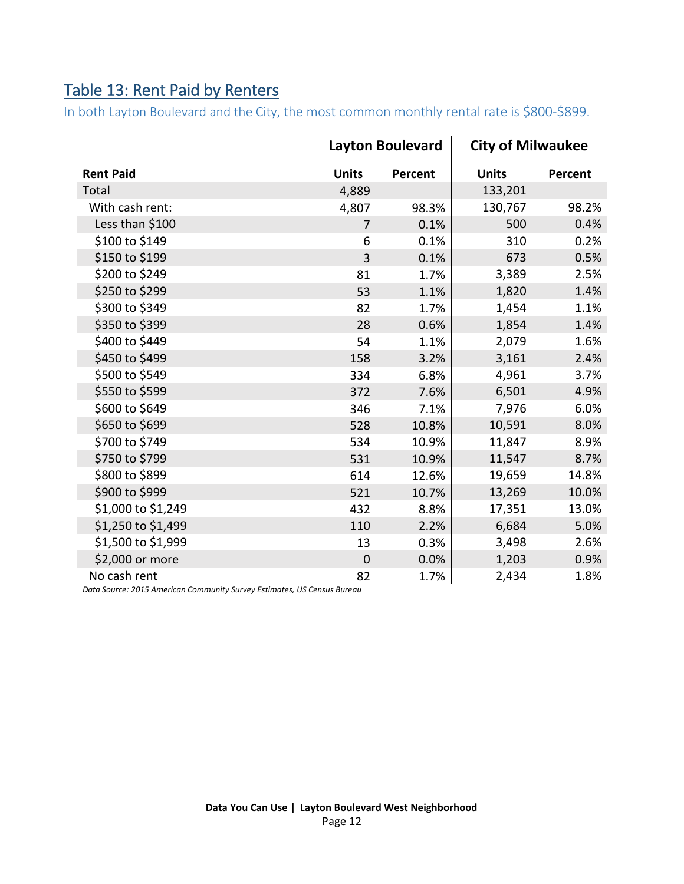## Table 13: Rent Paid by Renters

In both Layton Boulevard and the City, the most common monthly rental rate is $800-$899.

| | Layton Boulevard | | City of Milwaukee | |
|---|---|---|---|---|
| **Rent Paid** | **Units** | **Percent** | **Units** | **Percent** |
| Total | 4,889 | | 133,201 | |
| With cash rent: | 4,807 | 98.3% | 130,767 | 98.2% |
| Less than $100 | 7 | 0.1% | 500 | 0.4% |
| $100 to $149 | 6 | 0.1% | 310 | 0.2% |
| $150 to $199 | 3 | 0.1% | 673 | 0.5% |
| $200 to $249 | 81 | 1.7% | 3,389 | 2.5% |
| $250 to $299 | 53 | 1.1% | 1,820 | 1.4% |
| $300 to $349 | 82 | 1.7% | 1,454 | 1.1% |
| $350 to $399 | 28 | 0.6% | 1,854 | 1.4% |
| $400 to $449 | 54 | 1.1% | 2,079 | 1.6% |
| $450 to $499 | 158 | 3.2% | 3,161 | 2.4% |
| $500 to $549 | 334 | 6.8% | 4,961 | 3.7% |
| $550 to $599 | 372 | 7.6% | 6,501 | 4.9% |
| $600 to $649 | 346 | 7.1% | 7,976 | 6.0% |
| $650 to $699 | 528 | 10.8% | 10,591 | 8.0% |
| $700 to $749 | 534 | 10.9% | 11,847 | 8.9% |
| $750 to $799 | 531 | 10.9% | 11,547 | 8.7% |
| $800 to $899 | 614 | 12.6% | 19,659 | 14.8% |
| $900 to $999 | 521 | 10.7% | 13,269 | 10.0% |
| $1,000 to $1,249 | 432 | 8.8% | 17,351 | 13.0% |
| $1,250 to $1,499 | 110 | 2.2% | 6,684 | 5.0% |
| $1,500 to $1,999 | 13 | 0.3% | 3,498 | 2.6% |
| $2,000 or more | 0 | 0.0% | 1,203 | 0.9% |
| No cash rent | 82 | 1.7% | 2,434 | 1.8% |

*Data Source: 2015 American Community Survey Estimates, US Census Bureau*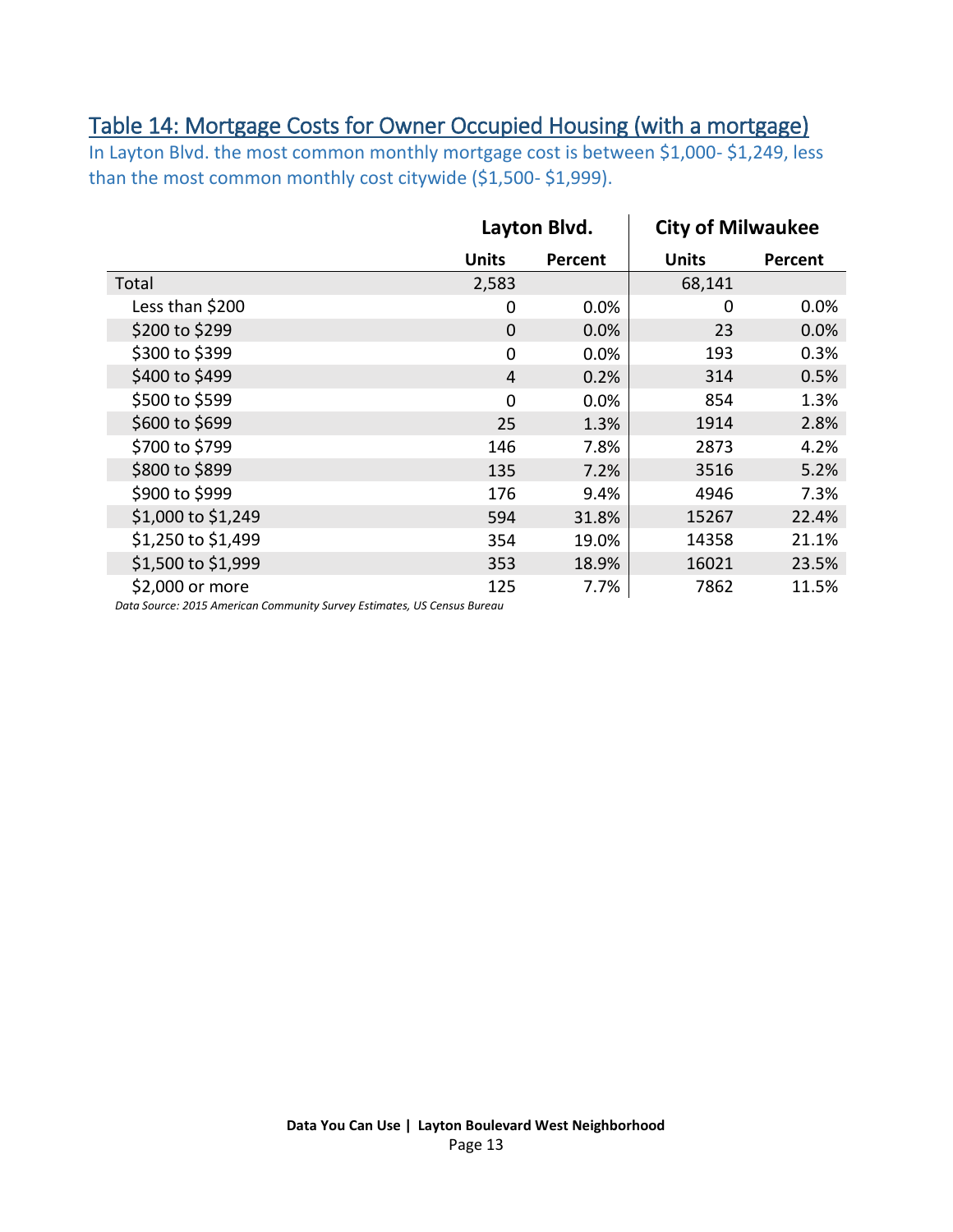## Table 14: Mortgage Costs for Owner Occupied Housing (with a mortgage)

In Layton Blvd. the most common monthly mortgage cost is between $1,000- $1,249, less than the most common monthly cost citywide ($1,500- $1,999).

| | Layton Blvd. | | City of Milwaukee | |
|---|---|---|---|---|
| | **Units** | **Percent** | **Units** | **Percent** |
| Total | 2,583 | | 68,141 | |
| Less than $200 | 0 | 0.0% | 0 | 0.0% |
| $200 to $299 | 0 | 0.0% | 23 | 0.0% |
| $300 to $399 | 0 | 0.0% | 193 | 0.3% |
| $400 to $499 | 4 | 0.2% | 314 | 0.5% |
| $500 to $599 | 0 | 0.0% | 854 | 1.3% |
| $600 to $699 | 25 | 1.3% | 1914 | 2.8% |
| $700 to $799 | 146 | 7.8% | 2873 | 4.2% |
| $800 to $899 | 135 | 7.2% | 3516 | 5.2% |
| $900 to $999 | 176 | 9.4% | 4946 | 7.3% |
| $1,000 to $1,249 | 594 | 31.8% | 15267 | 22.4% |
| $1,250 to $1,499 | 354 | 19.0% | 14358 | 21.1% |
| $1,500 to $1,999 | 353 | 18.9% | 16021 | 23.5% |
| $2,000 or more | 125 | 7.7% | 7862 | 11.5% |

*Data Source: 2015 American Community Survey Estimates, US Census Bureau*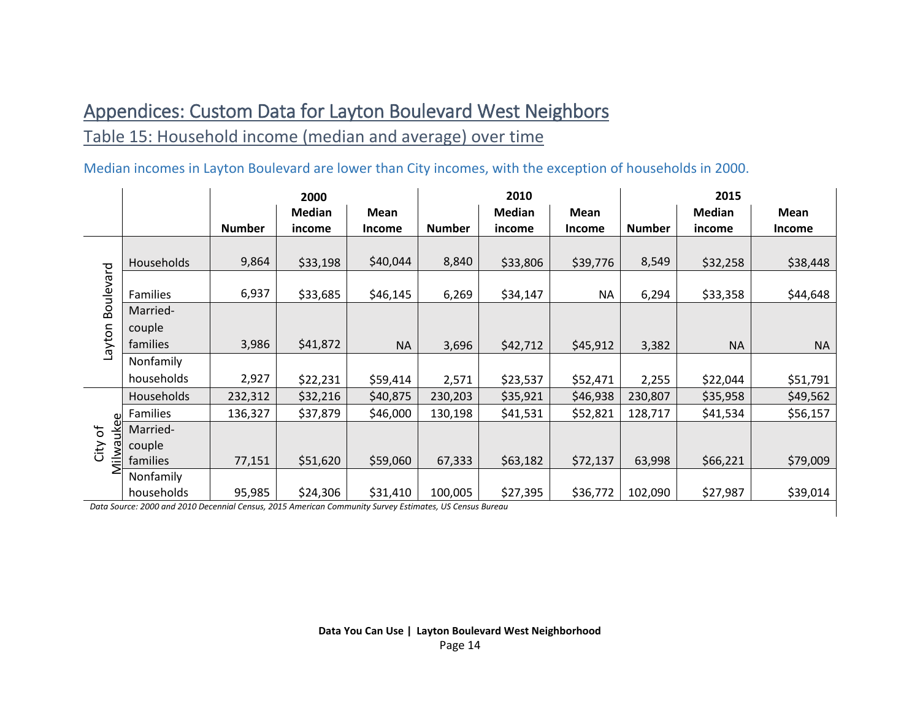# Appendices: Custom Data for Layton Boulevard West Neighbors

## Table 15: Household income (median and average) over time

Median incomes in Layton Boulevard are lower than City incomes, with the exception of households in 2000.

| | | 2000 | | | 2010 | | | 2015 | | |
|---|---|---|---|---|---|---|---|---|---|---|
| | | **Number** | **Median income** | **Mean Income** | **Number** | **Median income** | **Mean Income** | **Number** | **Median income** | **Mean Income** |
| Layton Boulevard | Households | 9,864 | $33,198 | $40,044 | 8,840 | $33,806 | $39,776 | 8,549 | $32,258 | $38,448 |
| | Families | 6,937 | $33,685 | $46,145 | 6,269 | $34,147 | NA | 6,294 | $33,358 | $44,648 |
| | Married-couple families | 3,986 | $41,872 | NA | 3,696 | $42,712 | $45,912 | 3,382 | NA | NA |
| | Nonfamily households | 2,927 | $22,231 | $59,414 | 2,571 | $23,537 | $52,471 | 2,255 | $22,044 | $51,791 |
| City of Milwaukee | Households | 232,312 | $32,216 | $40,875 | 230,203 | $35,921 | $46,938 | 230,807 | $35,958 | $49,562 |
| | Families | 136,327 | $37,879 | $46,000 | 130,198 | $41,531 | $52,821 | 128,717 | $41,534 | $56,157 |
| | Married-couple families | 77,151 | $51,620 | $59,060 | 67,333 | $63,182 | $72,137 | 63,998 | $66,221 | $79,009 |
| | Nonfamily households | 95,985 | $24,306 | $31,410 | 100,005 | $27,395 | $36,772 | 102,090 | $27,987 | $39,014 |

*Data Source: 2000 and 2010 Decennial Census, 2015 American Community Survey Estimates, US Census Bureau*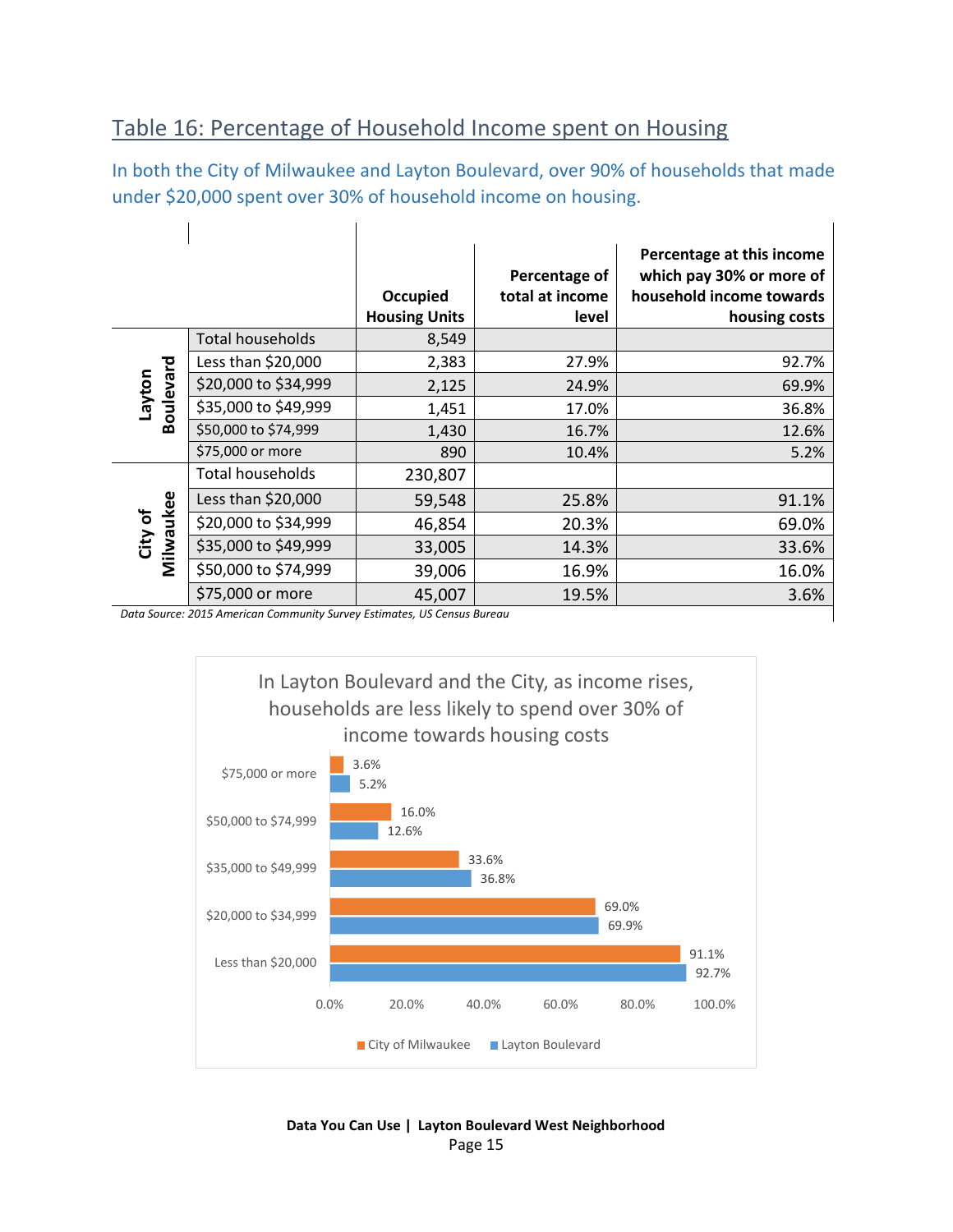## Table 16: Percentage of Household Income spent on Housing

In both the City of Milwaukee and Layton Boulevard, over 90% of households that made under $20,000 spent over 30% of household income on housing.

| | | Occupied Housing Units | Percentage of total at income level | Percentage at this income which pay 30% or more of household income towards housing costs |
|---|---|---|---|---|
| Layton Boulevard | Total households | 8,549 | | |
| | Less than $20,000 | 2,383 | 27.9% | 92.7% |
| | $20,000 to $34,999 | 2,125 | 24.9% | 69.9% |
| | $35,000 to $49,999 | 1,451 | 17.0% | 36.8% |
| | $50,000 to $74,999 | 1,430 | 16.7% | 12.6% |
| | $75,000 or more | 890 | 10.4% | 5.2% |
| City of Milwaukee | Total households | 230,807 | | |
| | Less than $20,000 | 59,548 | 25.8% | 91.1% |
| | $20,000 to $34,999 | 46,854 | 20.3% | 69.0% |
| | $35,000 to $49,999 | 33,005 | 14.3% | 33.6% |
| | $50,000 to $74,999 | 39,006 | 16.9% | 16.0% |
| | $75,000 or more | 45,007 | 19.5% | 3.6% |

*Data Source: 2015 American Community Survey Estimates, US Census Bureau*

In Layton Boulevard and the City, as income rises, households are less likely to spend over 30% of income towards housing costs

| | City of Milwaukee | Layton Boulevard |
|---|---|---|
| $75,000 or more | 3.6% | 5.2% |
| $50,000 to $74,999 | 16.0% | 12.6% |
| $35,000 to $49,999 | 33.6% | 36.8% |
| $20,000 to $34,999 | 69.0% | 69.9% |
| Less than $20,000 | 91.1% | 92.7% |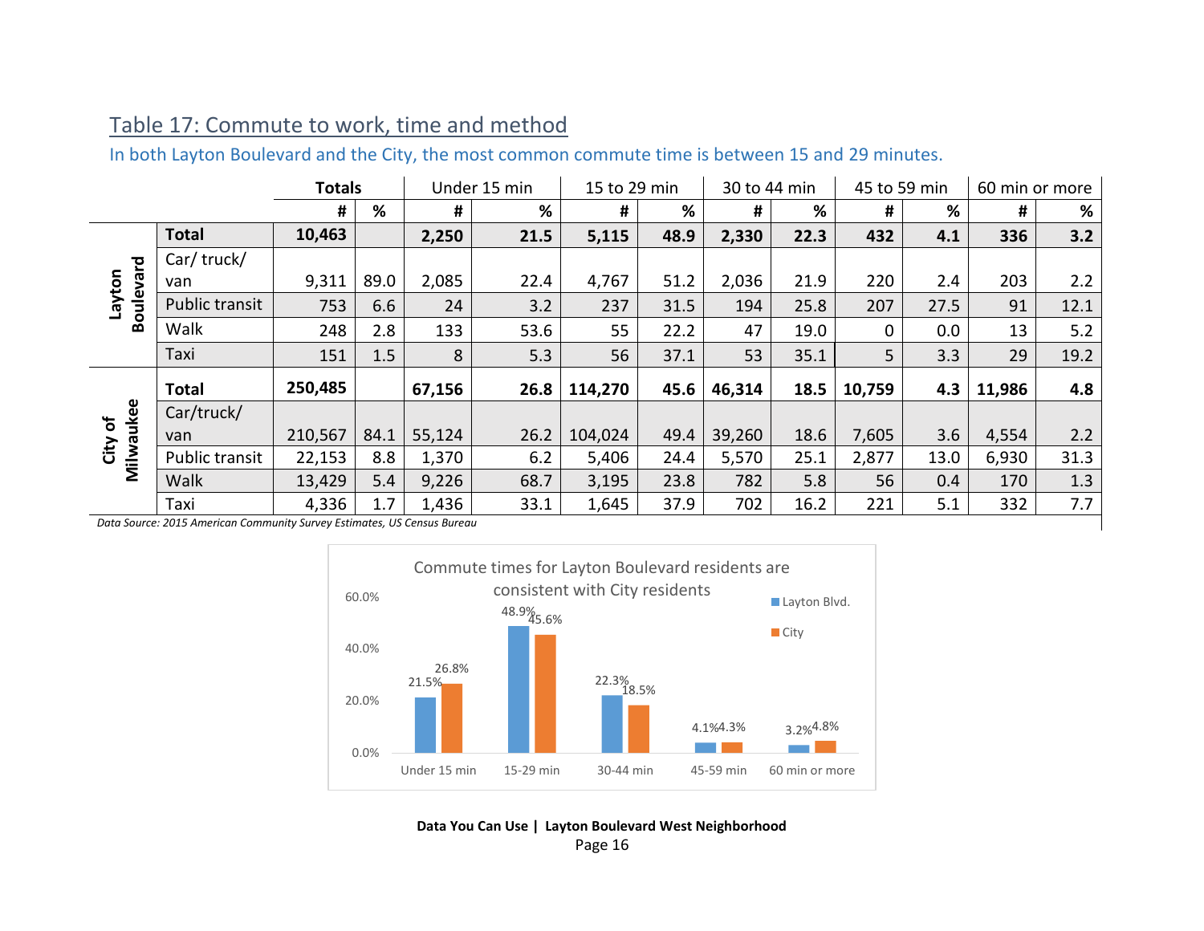## Table 17: Commute to work, time and method

In both Layton Boulevard and the City, the most common commute time is between 15 and 29 minutes.

| | | Totals | | Under 15 min | | 15 to 29 min | | 30 to 44 min | | 45 to 59 min | | 60 min or more | |
|---|---|---|---|---|---|---|---|---|---|---|---|---|---|
| | | # | % | # | % | # | % | # | % | # | % | # | % |
| Layton Boulevard | **Total** | **10,463** | | **2,250** | **21.5** | **5,115** | **48.9** | **2,330** | **22.3** | **432** | **4.1** | **336** | **3.2** |
| | Car/ truck/ van | 9,311 | 89.0 | 2,085 | 22.4 | 4,767 | 51.2 | 2,036 | 21.9 | 220 | 2.4 | 203 | 2.2 |
| | Public transit | 753 | 6.6 | 24 | 3.2 | 237 | 31.5 | 194 | 25.8 | 207 | 27.5 | 91 | 12.1 |
| | Walk | 248 | 2.8 | 133 | 53.6 | 55 | 22.2 | 47 | 19.0 | 0 | 0.0 | 13 | 5.2 |
| | Taxi | 151 | 1.5 | 8 | 5.3 | 56 | 37.1 | 53 | 35.1 | 5 | 3.3 | 29 | 19.2 |
| City of Milwaukee | **Total** | **250,485** | | **67,156** | **26.8** | **114,270** | **45.6** | **46,314** | **18.5** | **10,759** | **4.3** | **11,986** | **4.8** |
| | Car/truck/ van | 210,567 | 84.1 | 55,124 | 26.2 | 104,024 | 49.4 | 39,260 | 18.6 | 7,605 | 3.6 | 4,554 | 2.2 |
| | Public transit | 22,153 | 8.8 | 1,370 | 6.2 | 5,406 | 24.4 | 5,570 | 25.1 | 2,877 | 13.0 | 6,930 | 31.3 |
| | Walk | 13,429 | 5.4 | 9,226 | 68.7 | 3,195 | 23.8 | 782 | 5.8 | 56 | 0.4 | 170 | 1.3 |
| | Taxi | 4,336 | 1.7 | 1,436 | 33.1 | 1,645 | 37.9 | 702 | 16.2 | 221 | 5.1 | 332 | 7.7 |

*Data Source: 2015 American Community Survey Estimates, US Census Bureau*

**Commute times for Layton Boulevard residents are consistent with City residents**

| | Layton Blvd. | City |
|---|---|---|
| Under 15 min | 21.5% | 26.8% |
| 15-29 min | 48.9% | 45.6% |
| 30-44 min | 22.3% | 18.5% |
| 45-59 min | 4.1% | 4.3% |
| 60 min or more | 3.2% | 4.8% |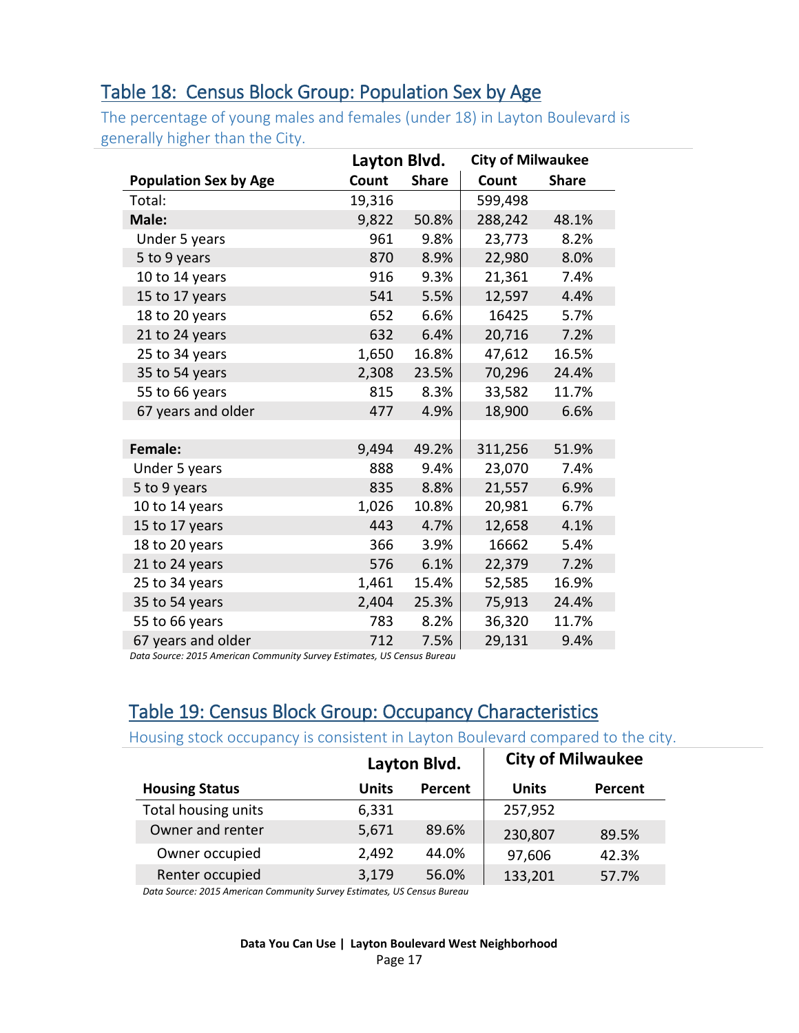## Table 18: Census Block Group: Population Sex by Age

The percentage of young males and females (under 18) in Layton Boulevard is generally higher than the City.

| | Layton Blvd. | | City of Milwaukee | |
|---|---|---|---|---|
| **Population Sex by Age** | **Count** | **Share** | **Count** | **Share** |
| Total: | 19,316 | | 599,498 | |
| **Male:** | 9,822 | 50.8% | 288,242 | 48.1% |
| Under 5 years | 961 | 9.8% | 23,773 | 8.2% |
| 5 to 9 years | 870 | 8.9% | 22,980 | 8.0% |
| 10 to 14 years | 916 | 9.3% | 21,361 | 7.4% |
| 15 to 17 years | 541 | 5.5% | 12,597 | 4.4% |
| 18 to 20 years | 652 | 6.6% | 16425 | 5.7% |
| 21 to 24 years | 632 | 6.4% | 20,716 | 7.2% |
| 25 to 34 years | 1,650 | 16.8% | 47,612 | 16.5% |
| 35 to 54 years | 2,308 | 23.5% | 70,296 | 24.4% |
| 55 to 66 years | 815 | 8.3% | 33,582 | 11.7% |
| 67 years and older | 477 | 4.9% | 18,900 | 6.6% |
| | | | | |
| **Female:** | 9,494 | 49.2% | 311,256 | 51.9% |
| Under 5 years | 888 | 9.4% | 23,070 | 7.4% |
| 5 to 9 years | 835 | 8.8% | 21,557 | 6.9% |
| 10 to 14 years | 1,026 | 10.8% | 20,981 | 6.7% |
| 15 to 17 years | 443 | 4.7% | 12,658 | 4.1% |
| 18 to 20 years | 366 | 3.9% | 16662 | 5.4% |
| 21 to 24 years | 576 | 6.1% | 22,379 | 7.2% |
| 25 to 34 years | 1,461 | 15.4% | 52,585 | 16.9% |
| 35 to 54 years | 2,404 | 25.3% | 75,913 | 24.4% |
| 55 to 66 years | 783 | 8.2% | 36,320 | 11.7% |
| 67 years and older | 712 | 7.5% | 29,131 | 9.4% |

*Data Source: 2015 American Community Survey Estimates, US Census Bureau*

## Table 19: Census Block Group: Occupancy Characteristics

Housing stock occupancy is consistent in Layton Boulevard compared to the city.

| | Layton Blvd. | | City of Milwaukee | |
|---|---|---|---|---|
| **Housing Status** | **Units** | **Percent** | **Units** | **Percent** |
| Total housing units | 6,331 | | 257,952 | |
| Owner and renter | 5,671 | 89.6% | 230,807 | 89.5% |
| Owner occupied | 2,492 | 44.0% | 97,606 | 42.3% |
| Renter occupied | 3,179 | 56.0% | 133,201 | 57.7% |

*Data Source: 2015 American Community Survey Estimates, US Census Bureau*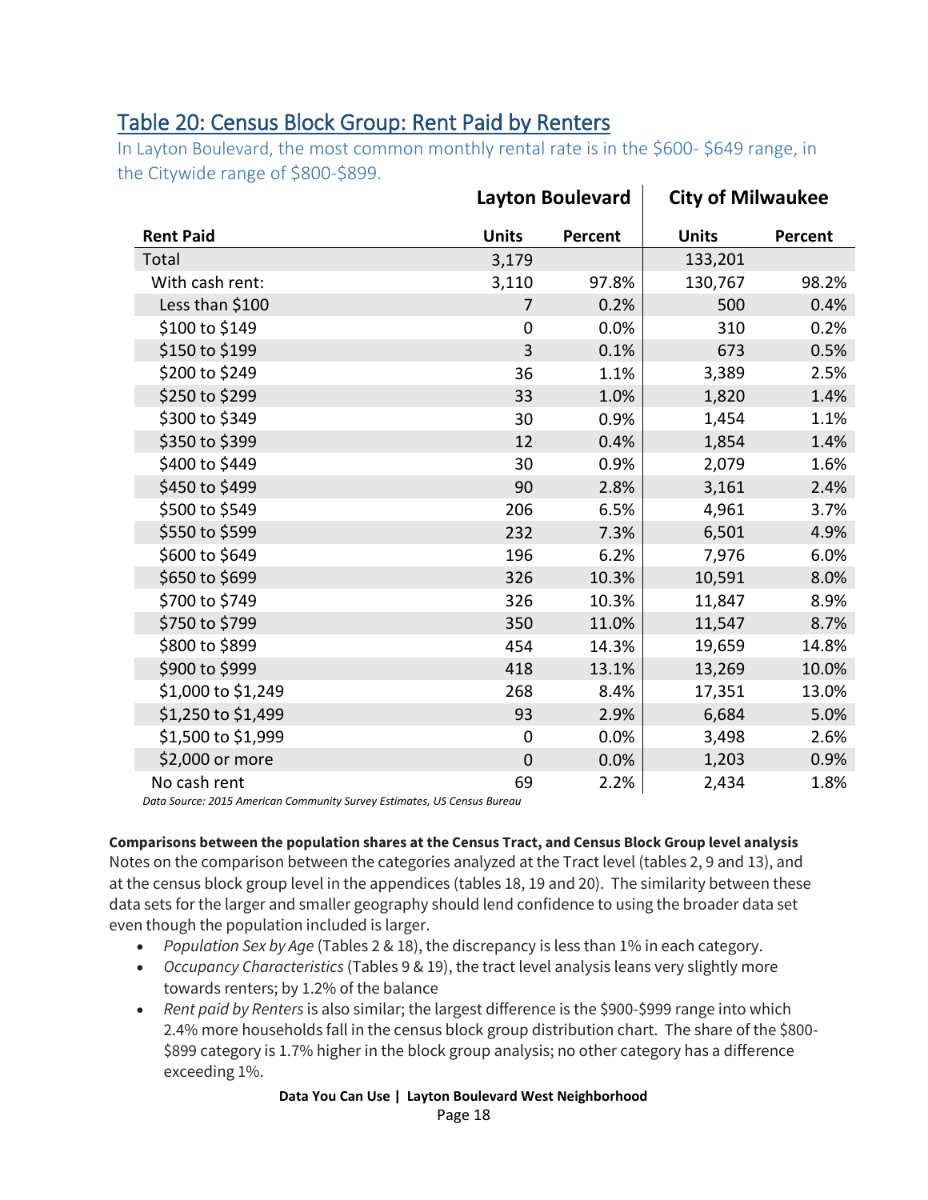## Table 20: Census Block Group: Rent Paid by Renters

In Layton Boulevard, the most common monthly rental rate is in the $600- $649 range, in the Citywide range of $800-$899.

| | Layton Boulevard | | City of Milwaukee | |
|---|---|---|---|---|
| Rent Paid | Units | Percent | Units | Percent |
| Total | 3,179 | | 133,201 | |
| With cash rent: | 3,110 | 97.8% | 130,767 | 98.2% |
| Less than $100 | 7 | 0.2% | 500 | 0.4% |
| $100 to $149 | 0 | 0.0% | 310 | 0.2% |
| $150 to $199 | 3 | 0.1% | 673 | 0.5% |
| $200 to $249 | 36 | 1.1% | 3,389 | 2.5% |
| $250 to $299 | 33 | 1.0% | 1,820 | 1.4% |
| $300 to $349 | 30 | 0.9% | 1,454 | 1.1% |
| $350 to $399 | 12 | 0.4% | 1,854 | 1.4% |
| $400 to $449 | 30 | 0.9% | 2,079 | 1.6% |
| $450 to $499 | 90 | 2.8% | 3,161 | 2.4% |
| $500 to $549 | 206 | 6.5% | 4,961 | 3.7% |
| $550 to $599 | 232 | 7.3% | 6,501 | 4.9% |
| $600 to $649 | 196 | 6.2% | 7,976 | 6.0% |
| $650 to $699 | 326 | 10.3% | 10,591 | 8.0% |
| $700 to $749 | 326 | 10.3% | 11,847 | 8.9% |
| $750 to $799 | 350 | 11.0% | 11,547 | 8.7% |
| $800 to $899 | 454 | 14.3% | 19,659 | 14.8% |
| $900 to $999 | 418 | 13.1% | 13,269 | 10.0% |
| $1,000 to $1,249 | 268 | 8.4% | 17,351 | 13.0% |
| $1,250 to $1,499 | 93 | 2.9% | 6,684 | 5.0% |
| $1,500 to $1,999 | 0 | 0.0% | 3,498 | 2.6% |
| $2,000 or more | 0 | 0.0% | 1,203 | 0.9% |
| No cash rent | 69 | 2.2% | 2,434 | 1.8% |

*Data Source: 2015 American Community Survey Estimates, US Census Bureau*

**Comparisons between the population shares at the Census Tract, and Census Block Group level analysis**

Notes on the comparison between the categories analyzed at the Tract level (tables 2, 9 and 13), and at the census block group level in the appendices (tables 18, 19 and 20). The similarity between these data sets for the larger and smaller geography should lend confidence to using the broader data set even though the population included is larger.

- *Population Sex by Age* (Tables 2 & 18), the discrepancy is less than 1% in each category.
- *Occupancy Characteristics* (Tables 9 & 19), the tract level analysis leans very slightly more towards renters; by 1.2% of the balance
- *Rent paid by Renters* is also similar; the largest difference is the $900-$999 range into which 2.4% more households fall in the census block group distribution chart. The share of the $800-$899 category is 1.7% higher in the block group analysis; no other category has a difference exceeding 1%.